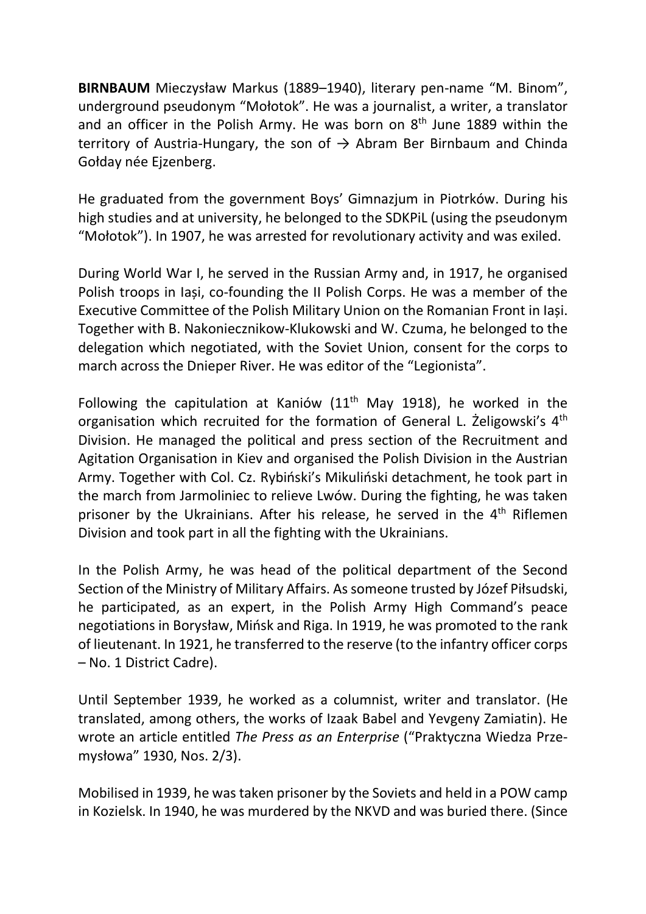**BIRNBAUM** Mieczysław Markus (1889–1940), literary pen-name "M. Binom", underground pseudonym "Młotok". He was a journalist, a writer, a translator and an officer in the Polish Army. He was born on 8th June 1889 within the territory of Austria-Hungary, the son of → Abram Ber Birnbaum and Chinda Gołday née Ejzenberg.

He graduated from the government Boys' Gimnazjum in Piotrków. During his high studies and at university, he belonged to the SDKPiL (using the pseudonym "Młotok"). In 1907, he was arrested for revolutionary activity and was exiled.

During World War I, he served in the Russian Army and, in 1917, he organised Polish troops in Iași, co-founding the II Polish Corps. He was a member of the Executive Committee of the Polish Military Union on the Romanian Front in Iași. Together with B. Nakoniecznikow-Klukowski and W. Czuma, he belonged to the delegation which negotiated, with the Soviet Union, consent for the corps to march across the Dnieper River. He was editor of the "Legionista".

Following the capitulation at Kaniów (11th May 1918), he worked in the organisation which recruited for the formation of General L. Żeligowski's 4th Division. He managed the political and press section of the Recruitment and Agitation Organisation in Kiev and organised the Polish Division in the Austrian Army. Together with Col. Cz. Rybiński's Mikuliński detachment, he took part in the march from Jarmoliniec to relieve Lwów. During the fighting, he was taken prisoner by the Ukrainians. After his release, he served in the 4th Riflemen Division and took part in all the fighting with the Ukrainians.

In the Polish Army, he was head of the political department of the Second Section of the Ministry of Military Affairs. As someone trusted by Józef Piłsudski, he participated, as an expert, in the Polish Army High Command's peace negotiations in Borysław, Mińsk and Riga. In 1919, he was promoted to the rank of lieutenant. In 1921, he transferred to the reserve (to the infantry officer corps – No. 1 District Cadre).

Until September 1939, he worked as a columnist, writer and translator. (He translated, among others, the works of Izaak Babel and Yevgeny Zamiatin). He wrote an article entitled *The Press as an Enterprise* ("Praktyczna Wiedza Przemysłowa" 1930, Nos. 2/3).

Mobilised in 1939, he was taken prisoner by the Soviets and held in a POW camp in Kozielsk. In 1940, he was murdered by the NKVD and was buried there. (Since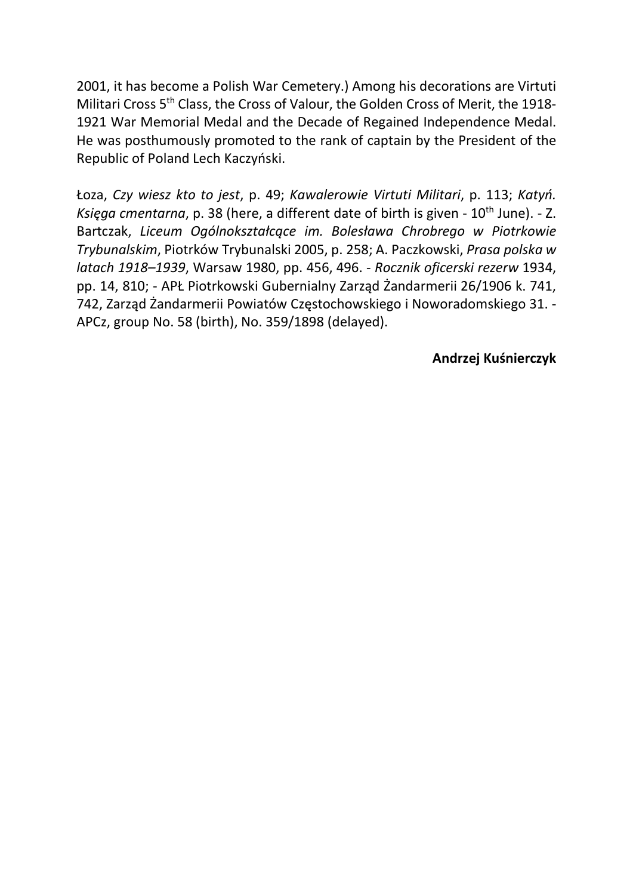2001, it has become a Polish War Cemetery.) Among his decorations are Virtuti Militari Cross 5th Class, the Cross of Valour, the Golden Cross of Merit, the 1918-1921 War Memorial Medal and the Decade of Regained Independence Medal. He was posthumously promoted to the rank of captain by the President of the Republic of Poland Lech Kaczyński.

Łoza, *Czy wiesz kto to jest*, p. 49; *Kawalerowie Virtuti Militari*, p. 113; *Katyń. Księga cmentarna*, p. 38 (here, a different date of birth is given - 10th June). - Z. Bartczak, *Liceum Ogólnokształcące im. Bolesława Chrobrego w Piotrkowie Trybunalskim*, Piotrków Trybunalski 2005, p. 258; A. Paczkowski, *Prasa polska w latach 1918–1939*, Warsaw 1980, pp. 456, 496. - *Rocznik oficerski rezerw* 1934, pp. 14, 810; - APŁ Piotrkowski Gubernialny Zarząd Żandarmerii 26/1906 k. 741, 742, Zarząd Żandarmerii Powiatów Częstochowskiego i Noworadomskiego 31. - APCz, group No. 58 (birth), No. 359/1898 (delayed).

**Andrzej Kuśnierczyk**